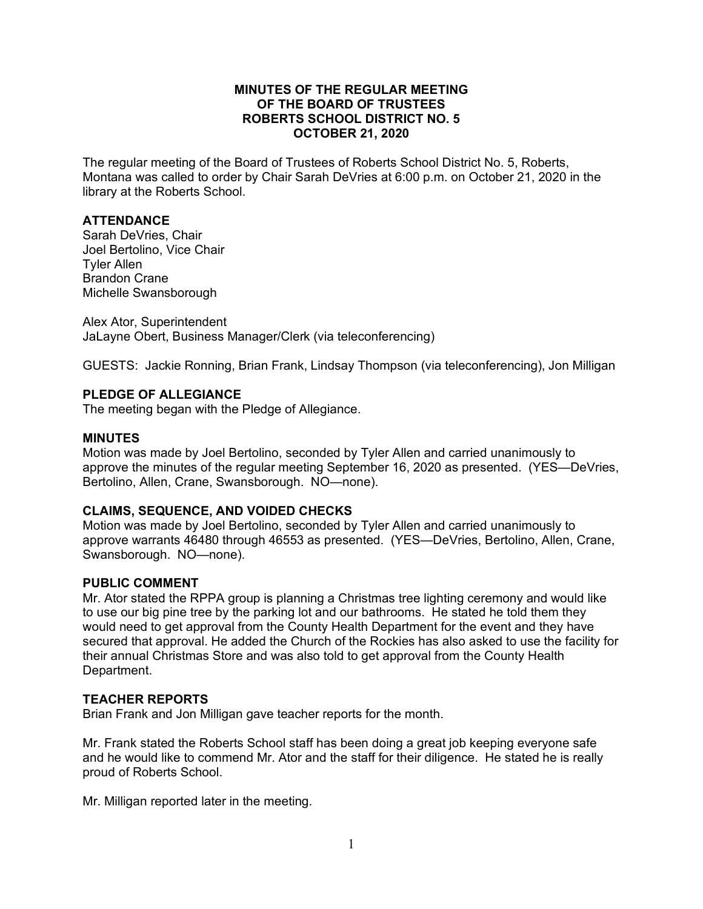# MINUTES OF THE REGULAR MEETING OF THE BOARD OF TRUSTEES ROBERTS SCHOOL DISTRICT NO. 5 OCTOBER 21, 2020

The regular meeting of the Board of Trustees of Roberts School District No. 5, Roberts, Montana was called to order by Chair Sarah DeVries at 6:00 p.m. on October 21, 2020 in the library at the Roberts School.

## ATTENDANCE

Sarah DeVries, Chair
Joel Bertolino, Vice Chair
Tyler Allen
Brandon Crane
Michelle Swansborough

Alex Ator, Superintendent
JaLayne Obert, Business Manager/Clerk (via teleconferencing)

GUESTS: Jackie Ronning, Brian Frank, Lindsay Thompson (via teleconferencing), Jon Milligan

## PLEDGE OF ALLEGIANCE

The meeting began with the Pledge of Allegiance.

## MINUTES

Motion was made by Joel Bertolino, seconded by Tyler Allen and carried unanimously to approve the minutes of the regular meeting September 16, 2020 as presented. (YES—DeVries, Bertolino, Allen, Crane, Swansborough. NO—none).

## CLAIMS, SEQUENCE, AND VOIDED CHECKS

Motion was made by Joel Bertolino, seconded by Tyler Allen and carried unanimously to approve warrants 46480 through 46553 as presented. (YES—DeVries, Bertolino, Allen, Crane, Swansborough. NO—none).

## PUBLIC COMMENT

Mr. Ator stated the RPPA group is planning a Christmas tree lighting ceremony and would like to use our big pine tree by the parking lot and our bathrooms. He stated he told them they would need to get approval from the County Health Department for the event and they have secured that approval. He added the Church of the Rockies has also asked to use the facility for their annual Christmas Store and was also told to get approval from the County Health Department.

## TEACHER REPORTS

Brian Frank and Jon Milligan gave teacher reports for the month.

Mr. Frank stated the Roberts School staff has been doing a great job keeping everyone safe and he would like to commend Mr. Ator and the staff for their diligence. He stated he is really proud of Roberts School.

Mr. Milligan reported later in the meeting.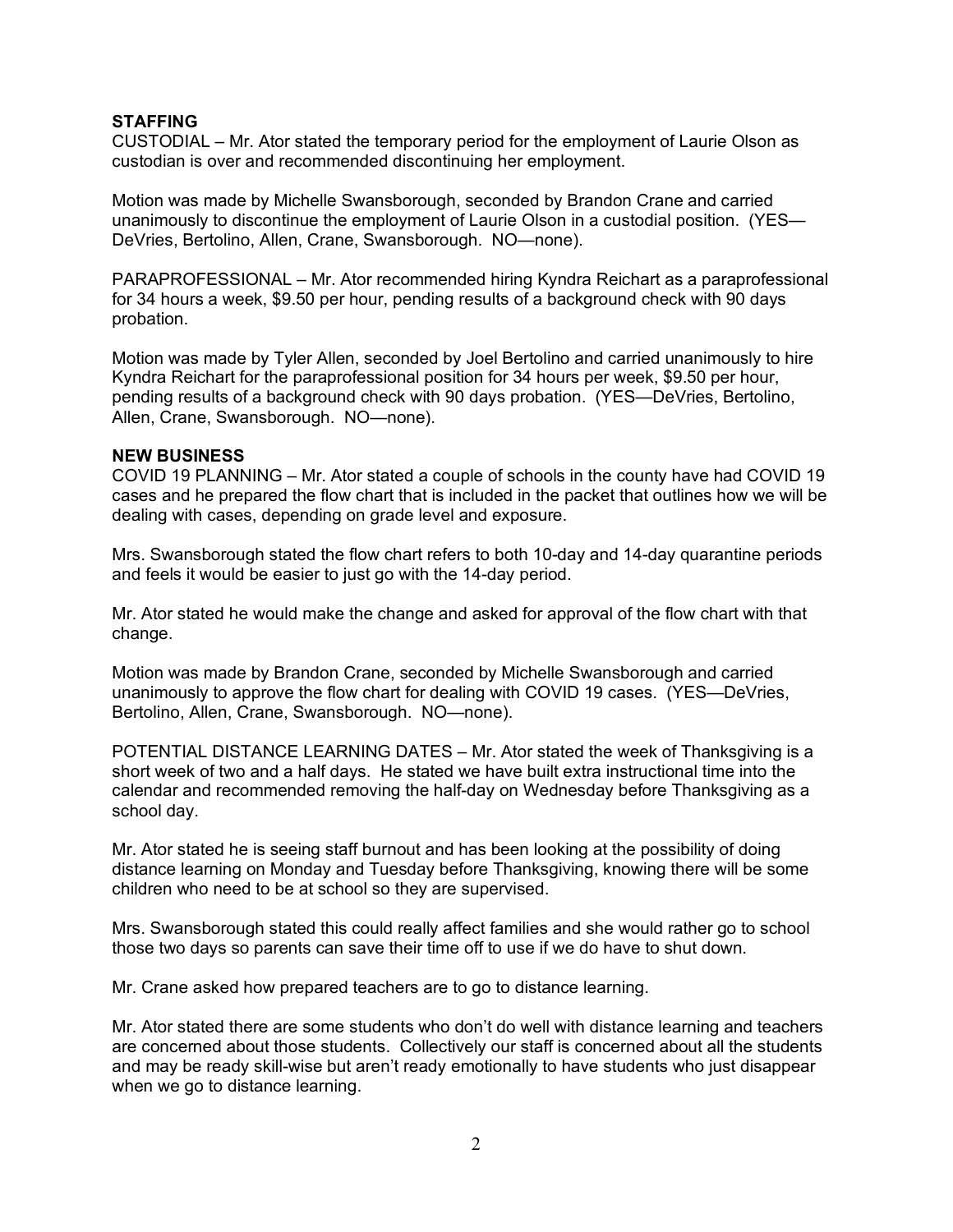**STAFFING**

CUSTODIAL – Mr. Ator stated the temporary period for the employment of Laurie Olson as custodian is over and recommended discontinuing her employment.

Motion was made by Michelle Swansborough, seconded by Brandon Crane and carried unanimously to discontinue the employment of Laurie Olson in a custodial position. (YES—DeVries, Bertolino, Allen, Crane, Swansborough. NO—none).

PARAPROFESSIONAL – Mr. Ator recommended hiring Kyndra Reichart as a paraprofessional for 34 hours a week, $9.50 per hour, pending results of a background check with 90 days probation.

Motion was made by Tyler Allen, seconded by Joel Bertolino and carried unanimously to hire Kyndra Reichart for the paraprofessional position for 34 hours per week, $9.50 per hour, pending results of a background check with 90 days probation. (YES—DeVries, Bertolino, Allen, Crane, Swansborough. NO—none).

**NEW BUSINESS**

COVID 19 PLANNING – Mr. Ator stated a couple of schools in the county have had COVID 19 cases and he prepared the flow chart that is included in the packet that outlines how we will be dealing with cases, depending on grade level and exposure.

Mrs. Swansborough stated the flow chart refers to both 10-day and 14-day quarantine periods and feels it would be easier to just go with the 14-day period.

Mr. Ator stated he would make the change and asked for approval of the flow chart with that change.

Motion was made by Brandon Crane, seconded by Michelle Swansborough and carried unanimously to approve the flow chart for dealing with COVID 19 cases. (YES—DeVries, Bertolino, Allen, Crane, Swansborough. NO—none).

POTENTIAL DISTANCE LEARNING DATES – Mr. Ator stated the week of Thanksgiving is a short week of two and a half days. He stated we have built extra instructional time into the calendar and recommended removing the half-day on Wednesday before Thanksgiving as a school day.

Mr. Ator stated he is seeing staff burnout and has been looking at the possibility of doing distance learning on Monday and Tuesday before Thanksgiving, knowing there will be some children who need to be at school so they are supervised.

Mrs. Swansborough stated this could really affect families and she would rather go to school those two days so parents can save their time off to use if we do have to shut down.

Mr. Crane asked how prepared teachers are to go to distance learning.

Mr. Ator stated there are some students who don't do well with distance learning and teachers are concerned about those students. Collectively our staff is concerned about all the students and may be ready skill-wise but aren't ready emotionally to have students who just disappear when we go to distance learning.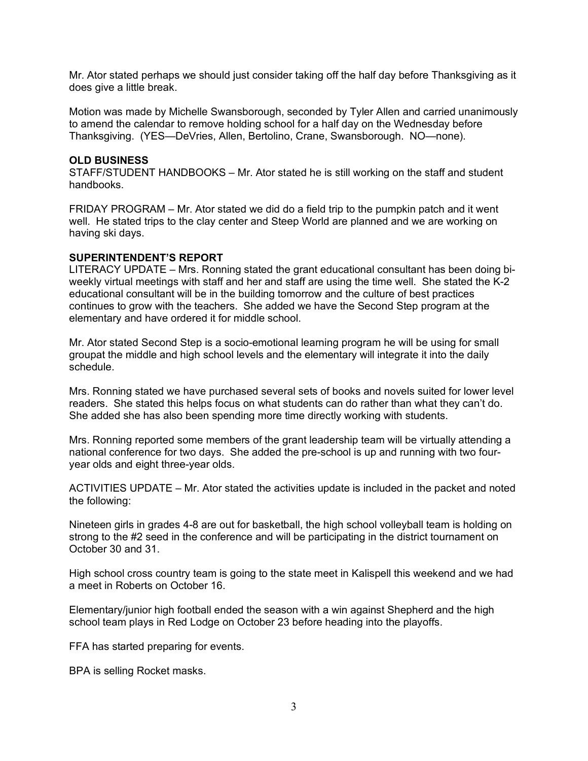Mr. Ator stated perhaps we should just consider taking off the half day before Thanksgiving as it does give a little break.

Motion was made by Michelle Swansborough, seconded by Tyler Allen and carried unanimously to amend the calendar to remove holding school for a half day on the Wednesday before Thanksgiving. (YES—DeVries, Allen, Bertolino, Crane, Swansborough. NO—none).

**OLD BUSINESS**

STAFF/STUDENT HANDBOOKS – Mr. Ator stated he is still working on the staff and student handbooks.

FRIDAY PROGRAM – Mr. Ator stated we did do a field trip to the pumpkin patch and it went well. He stated trips to the clay center and Steep World are planned and we are working on having ski days.

**SUPERINTENDENT'S REPORT**

LITERACY UPDATE – Mrs. Ronning stated the grant educational consultant has been doing bi-weekly virtual meetings with staff and her and staff are using the time well. She stated the K-2 educational consultant will be in the building tomorrow and the culture of best practices continues to grow with the teachers. She added we have the Second Step program at the elementary and have ordered it for middle school.

Mr. Ator stated Second Step is a socio-emotional learning program he will be using for small groupat the middle and high school levels and the elementary will integrate it into the daily schedule.

Mrs. Ronning stated we have purchased several sets of books and novels suited for lower level readers. She stated this helps focus on what students can do rather than what they can't do. She added she has also been spending more time directly working with students.

Mrs. Ronning reported some members of the grant leadership team will be virtually attending a national conference for two days. She added the pre-school is up and running with two four-year olds and eight three-year olds.

ACTIVITIES UPDATE – Mr. Ator stated the activities update is included in the packet and noted the following:

Nineteen girls in grades 4-8 are out for basketball, the high school volleyball team is holding on strong to the #2 seed in the conference and will be participating in the district tournament on October 30 and 31.

High school cross country team is going to the state meet in Kalispell this weekend and we had a meet in Roberts on October 16.

Elementary/junior high football ended the season with a win against Shepherd and the high school team plays in Red Lodge on October 23 before heading into the playoffs.

FFA has started preparing for events.

BPA is selling Rocket masks.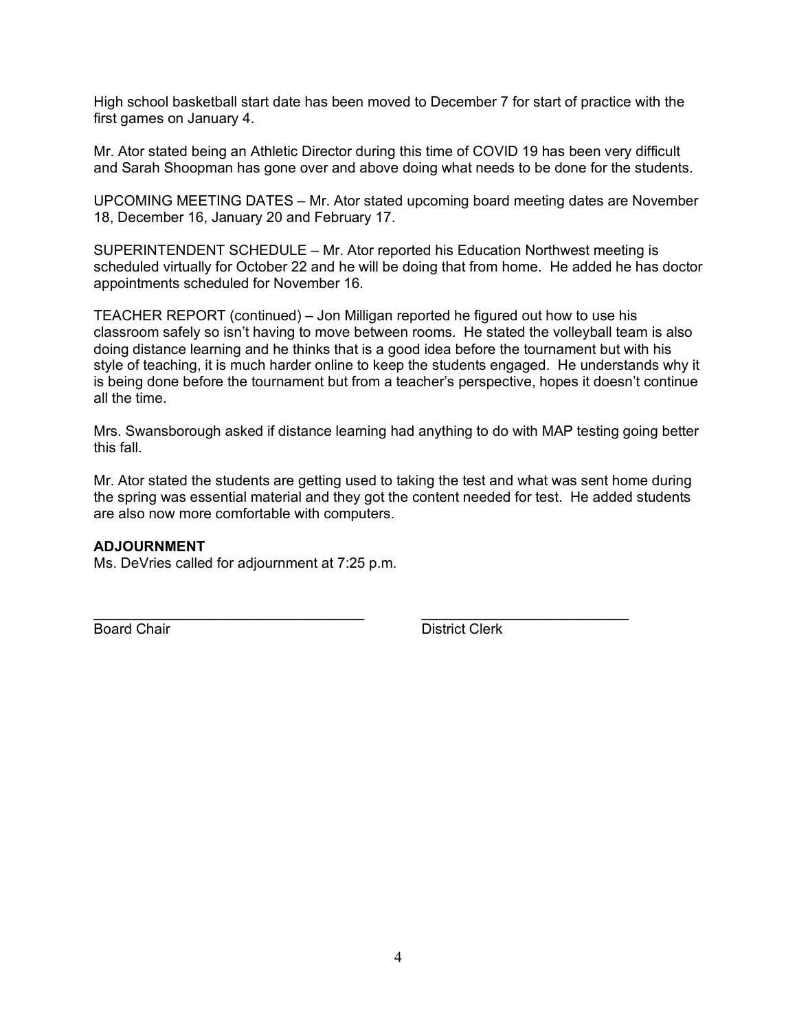High school basketball start date has been moved to December 7 for start of practice with the first games on January 4.

Mr. Ator stated being an Athletic Director during this time of COVID 19 has been very difficult and Sarah Shoopman has gone over and above doing what needs to be done for the students.

UPCOMING MEETING DATES – Mr. Ator stated upcoming board meeting dates are November 18, December 16, January 20 and February 17.

SUPERINTENDENT SCHEDULE – Mr. Ator reported his Education Northwest meeting is scheduled virtually for October 22 and he will be doing that from home. He added he has doctor appointments scheduled for November 16.

TEACHER REPORT (continued) – Jon Milligan reported he figured out how to use his classroom safely so isn't having to move between rooms. He stated the volleyball team is also doing distance learning and he thinks that is a good idea before the tournament but with his style of teaching, it is much harder online to keep the students engaged. He understands why it is being done before the tournament but from a teacher's perspective, hopes it doesn't continue all the time.

Mrs. Swansborough asked if distance learning had anything to do with MAP testing going better this fall.

Mr. Ator stated the students are getting used to taking the test and what was sent home during the spring was essential material and they got the content needed for test. He added students are also now more comfortable with computers.

**ADJOURNMENT**

Ms. DeVries called for adjournment at 7:25 p.m.

\_\_\_\_\_\_\_\_\_\_\_\_\_\_\_\_\_\_\_\_\_\_\_\_\_\_\_\_\_\_\_\_\_\_\_ \_\_\_\_\_\_\_\_\_\_\_\_\_\_\_\_\_\_\_\_\_\_\_\_\_\_\_

Board Chair District Clerk